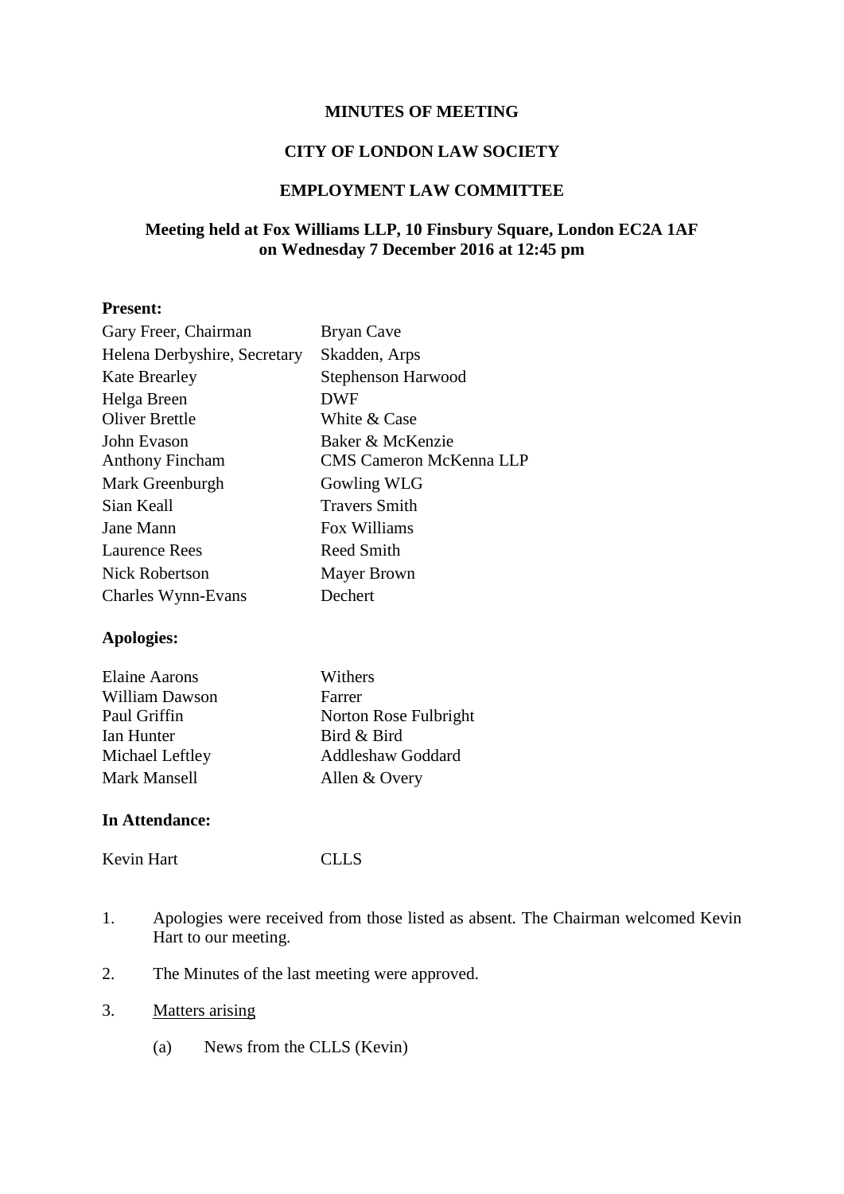**MINUTES OF MEETING**

**CITY OF LONDON LAW SOCIETY**

**EMPLOYMENT LAW COMMITTEE**

**Meeting held at Fox Williams LLP, 10 Finsbury Square, London EC2A 1AF on Wednesday 7 December 2016 at 12:45 pm**

**Present:**

| | |
|---|---|
| Gary Freer, Chairman | Bryan Cave |
| Helena Derbyshire, Secretary | Skadden, Arps |
| Kate Brearley | Stephenson Harwood |
| Helga Breen | DWF |
| Oliver Brettle | White & Case |
| John Evason | Baker & McKenzie |
| Anthony Fincham | CMS Cameron McKenna LLP |
| Mark Greenburgh | Gowling WLG |
| Sian Keall | Travers Smith |
| Jane Mann | Fox Williams |
| Laurence Rees | Reed Smith |
| Nick Robertson | Mayer Brown |
| Charles Wynn-Evans | Dechert |

**Apologies:**

| | |
|---|---|
| Elaine Aarons | Withers |
| William Dawson | Farrer |
| Paul Griffin | Norton Rose Fulbright |
| Ian Hunter | Bird & Bird |
| Michael Leftley | Addleshaw Goddard |
| Mark Mansell | Allen & Overy |

**In Attendance:**

| | |
|---|---|
| Kevin Hart | CLLS |

1. Apologies were received from those listed as absent. The Chairman welcomed Kevin Hart to our meeting.

2. The Minutes of the last meeting were approved.

3. Matters arising

   (a) News from the CLLS (Kevin)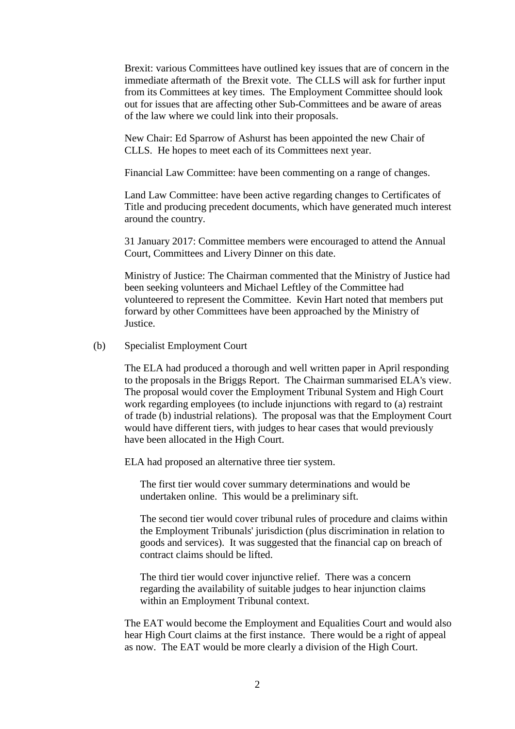Brexit: various Committees have outlined key issues that are of concern in the immediate aftermath of the Brexit vote. The CLLS will ask for further input from its Committees at key times. The Employment Committee should look out for issues that are affecting other Sub-Committees and be aware of areas of the law where we could link into their proposals.

New Chair: Ed Sparrow of Ashurst has been appointed the new Chair of CLLS. He hopes to meet each of its Committees next year.

Financial Law Committee: have been commenting on a range of changes.

Land Law Committee: have been active regarding changes to Certificates of Title and producing precedent documents, which have generated much interest around the country.

31 January 2017: Committee members were encouraged to attend the Annual Court, Committees and Livery Dinner on this date.

Ministry of Justice: The Chairman commented that the Ministry of Justice had been seeking volunteers and Michael Leftley of the Committee had volunteered to represent the Committee. Kevin Hart noted that members put forward by other Committees have been approached by the Ministry of Justice.

(b) Specialist Employment Court

The ELA had produced a thorough and well written paper in April responding to the proposals in the Briggs Report. The Chairman summarised ELA's view. The proposal would cover the Employment Tribunal System and High Court work regarding employees (to include injunctions with regard to (a) restraint of trade (b) industrial relations). The proposal was that the Employment Court would have different tiers, with judges to hear cases that would previously have been allocated in the High Court.

ELA had proposed an alternative three tier system.

The first tier would cover summary determinations and would be undertaken online. This would be a preliminary sift.

The second tier would cover tribunal rules of procedure and claims within the Employment Tribunals' jurisdiction (plus discrimination in relation to goods and services). It was suggested that the financial cap on breach of contract claims should be lifted.

The third tier would cover injunctive relief. There was a concern regarding the availability of suitable judges to hear injunction claims within an Employment Tribunal context.

The EAT would become the Employment and Equalities Court and would also hear High Court claims at the first instance. There would be a right of appeal as now. The EAT would be more clearly a division of the High Court.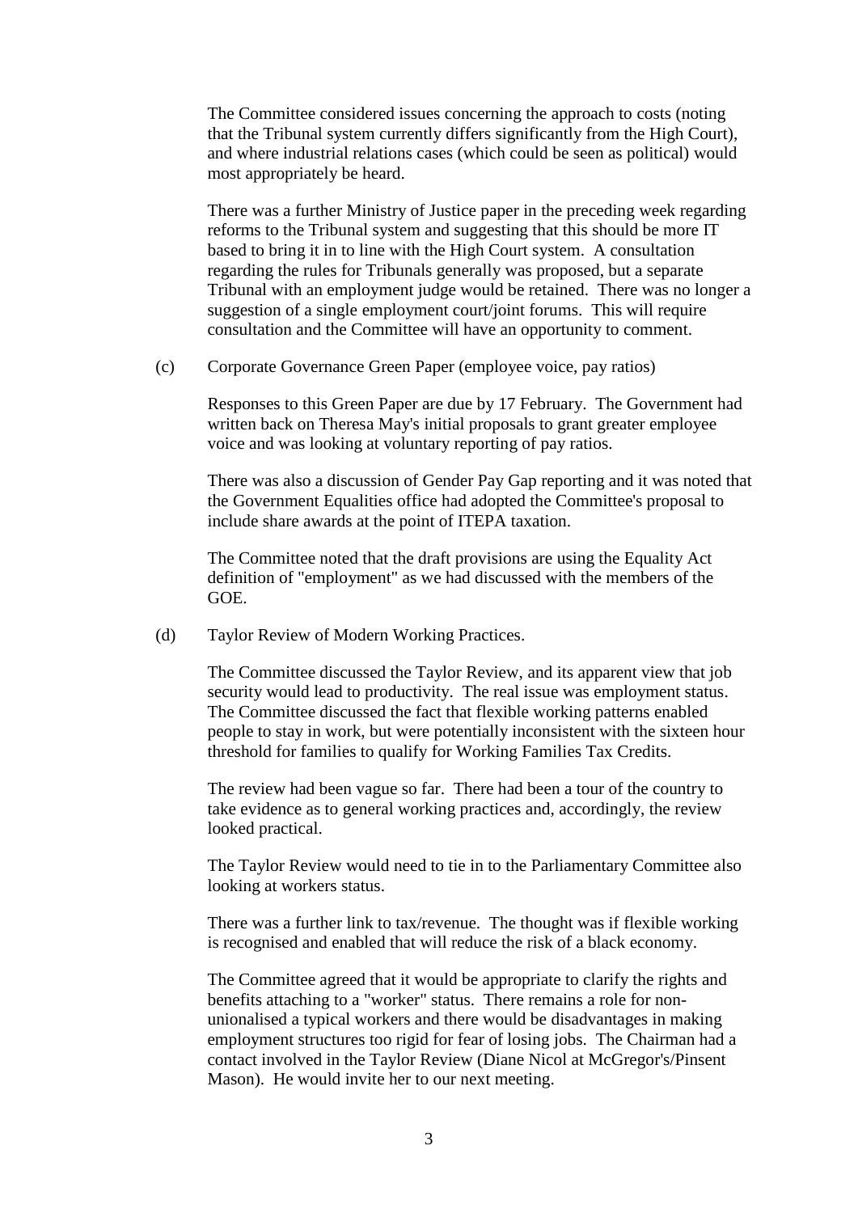The Committee considered issues concerning the approach to costs (noting that the Tribunal system currently differs significantly from the High Court), and where industrial relations cases (which could be seen as political) would most appropriately be heard.

There was a further Ministry of Justice paper in the preceding week regarding reforms to the Tribunal system and suggesting that this should be more IT based to bring it in to line with the High Court system. A consultation regarding the rules for Tribunals generally was proposed, but a separate Tribunal with an employment judge would be retained. There was no longer a suggestion of a single employment court/joint forums. This will require consultation and the Committee will have an opportunity to comment.

(c) Corporate Governance Green Paper (employee voice, pay ratios)

Responses to this Green Paper are due by 17 February. The Government had written back on Theresa May's initial proposals to grant greater employee voice and was looking at voluntary reporting of pay ratios.

There was also a discussion of Gender Pay Gap reporting and it was noted that the Government Equalities office had adopted the Committee's proposal to include share awards at the point of ITEPA taxation.

The Committee noted that the draft provisions are using the Equality Act definition of "employment" as we had discussed with the members of the GOE.

(d) Taylor Review of Modern Working Practices.

The Committee discussed the Taylor Review, and its apparent view that job security would lead to productivity. The real issue was employment status. The Committee discussed the fact that flexible working patterns enabled people to stay in work, but were potentially inconsistent with the sixteen hour threshold for families to qualify for Working Families Tax Credits.

The review had been vague so far. There had been a tour of the country to take evidence as to general working practices and, accordingly, the review looked practical.

The Taylor Review would need to tie in to the Parliamentary Committee also looking at workers status.

There was a further link to tax/revenue. The thought was if flexible working is recognised and enabled that will reduce the risk of a black economy.

The Committee agreed that it would be appropriate to clarify the rights and benefits attaching to a "worker" status. There remains a role for non-unionalised a typical workers and there would be disadvantages in making employment structures too rigid for fear of losing jobs. The Chairman had a contact involved in the Taylor Review (Diane Nicol at McGregor's/Pinsent Mason). He would invite her to our next meeting.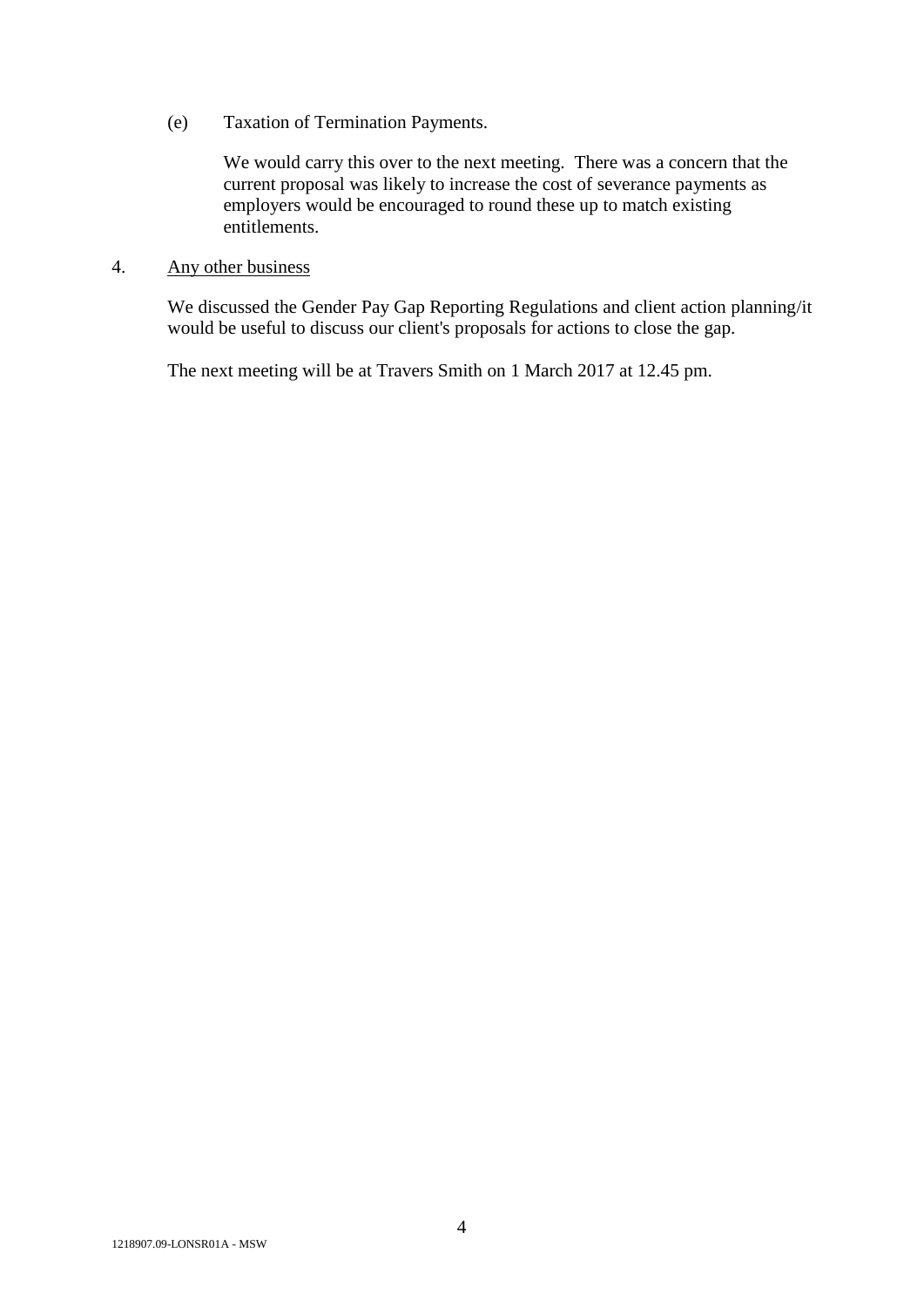(e) Taxation of Termination Payments.

We would carry this over to the next meeting. There was a concern that the current proposal was likely to increase the cost of severance payments as employers would be encouraged to round these up to match existing entitlements.

4. <u>Any other business</u>

We discussed the Gender Pay Gap Reporting Regulations and client action planning/it would be useful to discuss our client's proposals for actions to close the gap.

The next meeting will be at Travers Smith on 1 March 2017 at 12.45 pm.

1218907.09-LONSR01A - MSW